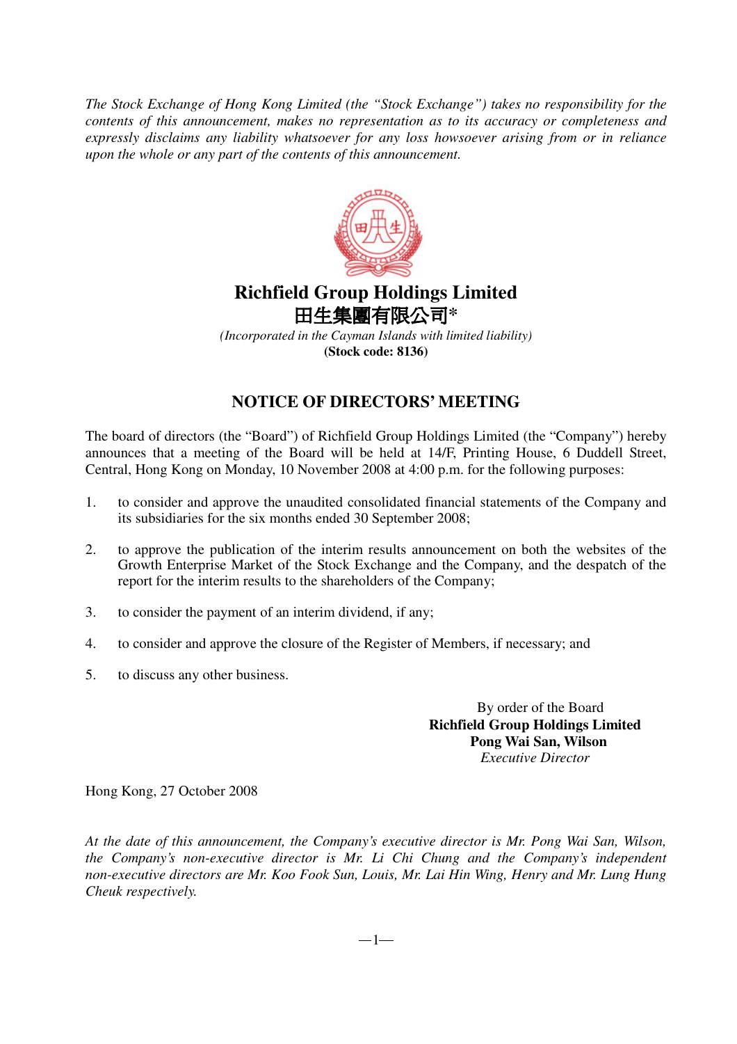*The Stock Exchange of Hong Kong Limited (the "Stock Exchange") takes no responsibility for the contents of this announcement, makes no representation as to its accuracy or completeness and expressly disclaims any liability whatsoever for any loss howsoever arising from or in reliance upon the whole or any part of the contents of this announcement.*

# Richfield Group Holdings Limited
# 田生集團有限公司*

*(Incorporated in the Cayman Islands with limited liability)*

**(Stock code: 8136)**

## NOTICE OF DIRECTORS' MEETING

The board of directors (the "Board") of Richfield Group Holdings Limited (the "Company") hereby announces that a meeting of the Board will be held at 14/F, Printing House, 6 Duddell Street, Central, Hong Kong on Monday, 10 November 2008 at 4:00 p.m. for the following purposes:

1. to consider and approve the unaudited consolidated financial statements of the Company and its subsidiaries for the six months ended 30 September 2008;
2. to approve the publication of the interim results announcement on both the websites of the Growth Enterprise Market of the Stock Exchange and the Company, and the despatch of the report for the interim results to the shareholders of the Company;
3. to consider the payment of an interim dividend, if any;
4. to consider and approve the closure of the Register of Members, if necessary; and
5. to discuss any other business.

By order of the Board
**Richfield Group Holdings Limited**
**Pong Wai San, Wilson**
*Executive Director*

Hong Kong, 27 October 2008

*At the date of this announcement, the Company's executive director is Mr. Pong Wai San, Wilson, the Company's non-executive director is Mr. Li Chi Chung and the Company's independent non-executive directors are Mr. Koo Fook Sun, Louis, Mr. Lai Hin Wing, Henry and Mr. Lung Hung Cheuk respectively.*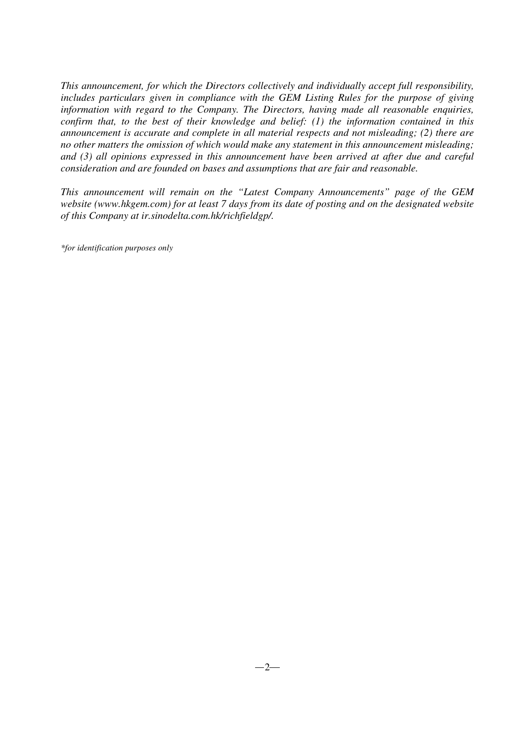*This announcement, for which the Directors collectively and individually accept full responsibility, includes particulars given in compliance with the GEM Listing Rules for the purpose of giving information with regard to the Company. The Directors, having made all reasonable enquiries, confirm that, to the best of their knowledge and belief: (1) the information contained in this announcement is accurate and complete in all material respects and not misleading; (2) there are no other matters the omission of which would make any statement in this announcement misleading; and (3) all opinions expressed in this announcement have been arrived at after due and careful consideration and are founded on bases and assumptions that are fair and reasonable.*

*This announcement will remain on the "Latest Company Announcements" page of the GEM website (www.hkgem.com) for at least 7 days from its date of posting and on the designated website of this Company at ir.sinodelta.com.hk/richfieldgp/.*

*\*for identification purposes only*